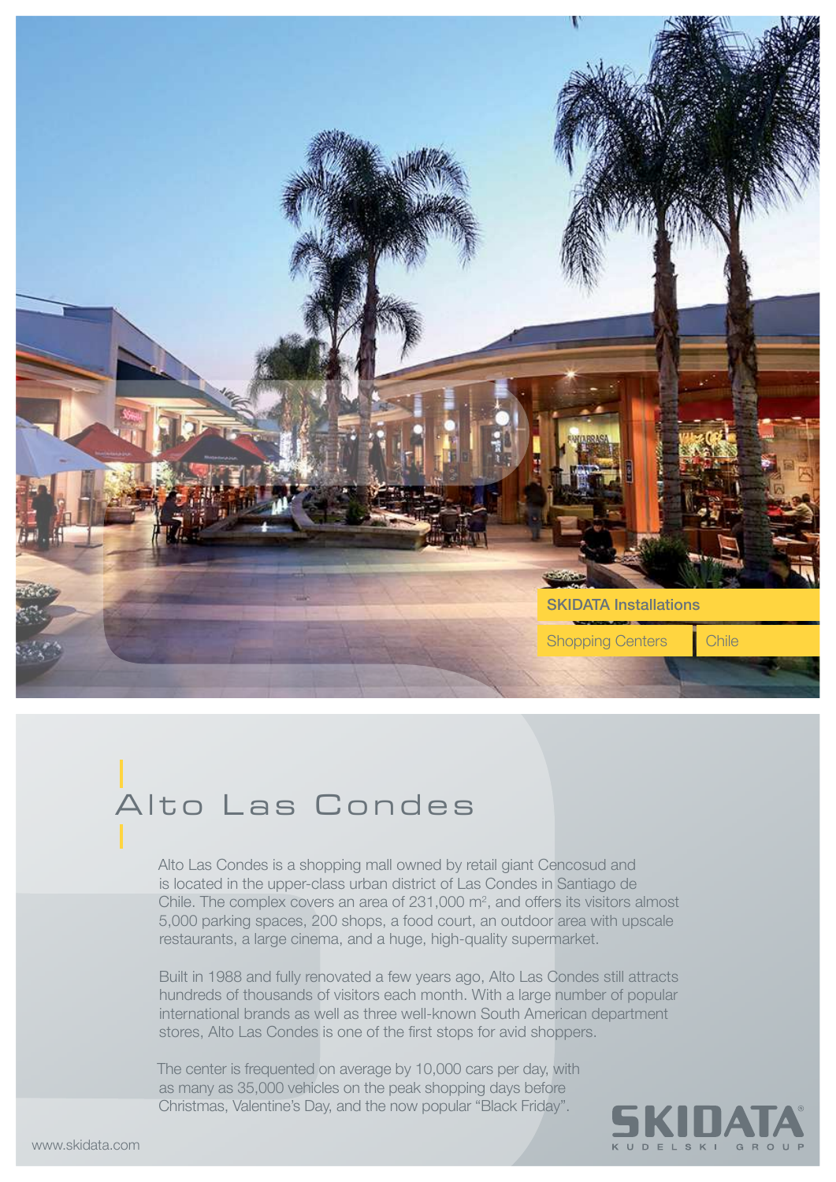SKIDATA Installations

Shopping Centers | Chile

# Alto Las Condes

Alto Las Condes is a shopping mall owned by retail giant Cencosud and is located in the upper-class urban district of Las Condes in Santiago de Chile. The complex covers an area of 231,000 m², and offers its visitors almost 5,000 parking spaces, 200 shops, a food court, an outdoor area with upscale restaurants, a large cinema, and a huge, high-quality supermarket.

Built in 1988 and fully renovated a few years ago, Alto Las Condes still attracts hundreds of thousands of visitors each month. With a large number of popular international brands as well as three well-known South American department stores, Alto Las Condes is one of the first stops for avid shoppers.

The center is frequented on average by 10,000 cars per day, with as many as 35,000 vehicles on the peak shopping days before Christmas, Valentine's Day, and the now popular "Black Friday".

www.skidata.com

SKIDATA®
KUDELSKI GROUP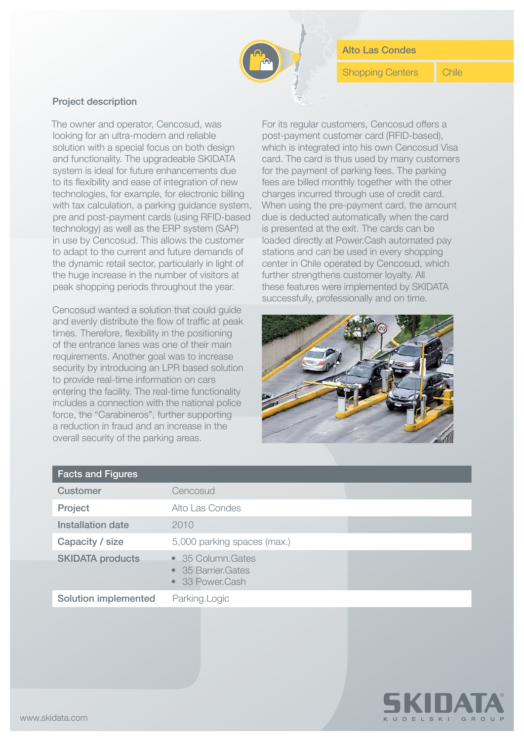Alto Las Condes

Shopping Centers | Chile

## Project description

The owner and operator, Cencosud, was looking for an ultra-modern and reliable solution with a special focus on both design and functionality. The upgradeable SKIDATA system is ideal for future enhancements due to its flexibility and ease of integration of new technologies, for example, for electronic billing with tax calculation, a parking guidance system, pre and post-payment cards (using RFID-based technology) as well as the ERP system (SAP) in use by Cencosud. This allows the customer to adapt to the current and future demands of the dynamic retail sector, particularly in light of the huge increase in the number of visitors at peak shopping periods throughout the year.

Cencosud wanted a solution that could guide and evenly distribute the flow of traffic at peak times. Therefore, flexibility in the positioning of the entrance lanes was one of their main requirements. Another goal was to increase security by introducing an LPR based solution to provide real-time information on cars entering the facility. The real-time functionality includes a connection with the national police force, the "Carabineros", further supporting a reduction in fraud and an increase in the overall security of the parking areas.

For its regular customers, Cencosud offers a post-payment customer card (RFID-based), which is integrated into his own Cencosud Visa card. The card is thus used by many customers for the payment of parking fees. The parking fees are billed monthly together with the other charges incurred through use of credit card. When using the pre-payment card, the amount due is deducted automatically when the card is presented at the exit. The cards can be loaded directly at Power.Cash automated pay stations and can be used in every shopping center in Chile operated by Cencosud, which further strengthens customer loyalty. All these features were implemented by SKIDATA successfully, professionally and on time.

| Facts and Figures | |
|---|---|
| Customer | Cencosud |
| Project | Alto Las Condes |
| Installation date | 2010 |
| Capacity / size | 5,000 parking spaces (max.) |
| SKIDATA products | • 35 Column.Gates<br>• 35 Barrier.Gates<br>• 33 Power.Cash |
| Solution implemented | Parking.Logic |

www.skidata.com

SKIDATA KUDELSKI GROUP